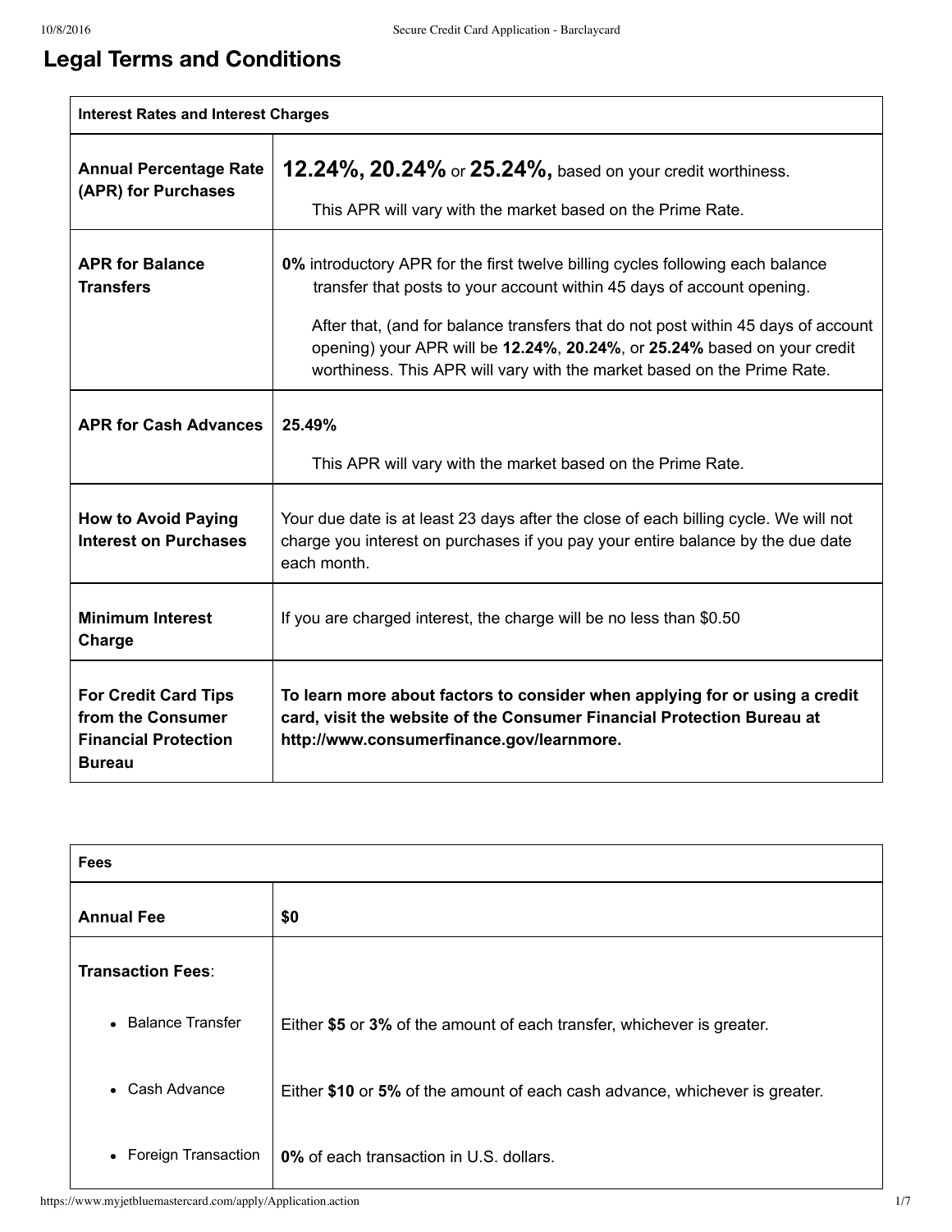# Legal Terms and Conditions

| Interest Rates and Interest Charges | |
|---|---|
| **Annual Percentage Rate (APR) for Purchases** | **12.24%, 20.24%** or **25.24%,** based on your credit worthiness.<br><br>This APR will vary with the market based on the Prime Rate. |
| **APR for Balance Transfers** | **0%** introductory APR for the first twelve billing cycles following each balance transfer that posts to your account within 45 days of account opening.<br><br>After that, (and for balance transfers that do not post within 45 days of account opening) your APR will be **12.24%**, **20.24%**, or **25.24%** based on your credit worthiness. This APR will vary with the market based on the Prime Rate. |
| **APR for Cash Advances** | **25.49%**<br><br>This APR will vary with the market based on the Prime Rate. |
| **How to Avoid Paying Interest on Purchases** | Your due date is at least 23 days after the close of each billing cycle. We will not charge you interest on purchases if you pay your entire balance by the due date each month. |
| **Minimum Interest Charge** | If you are charged interest, the charge will be no less than $0.50 |
| **For Credit Card Tips from the Consumer Financial Protection Bureau** | **To learn more about factors to consider when applying for or using a credit card, visit the website of the Consumer Financial Protection Bureau at http://www.consumerfinance.gov/learnmore.** |

| Fees | |
|---|---|
| **Annual Fee** | **$0** |
| **Transaction Fees**: | |
| • Balance Transfer | Either **$5** or **3%** of the amount of each transfer, whichever is greater. |
| • Cash Advance | Either **$10** or **5%** of the amount of each cash advance, whichever is greater. |
| • Foreign Transaction | **0%** of each transaction in U.S. dollars. |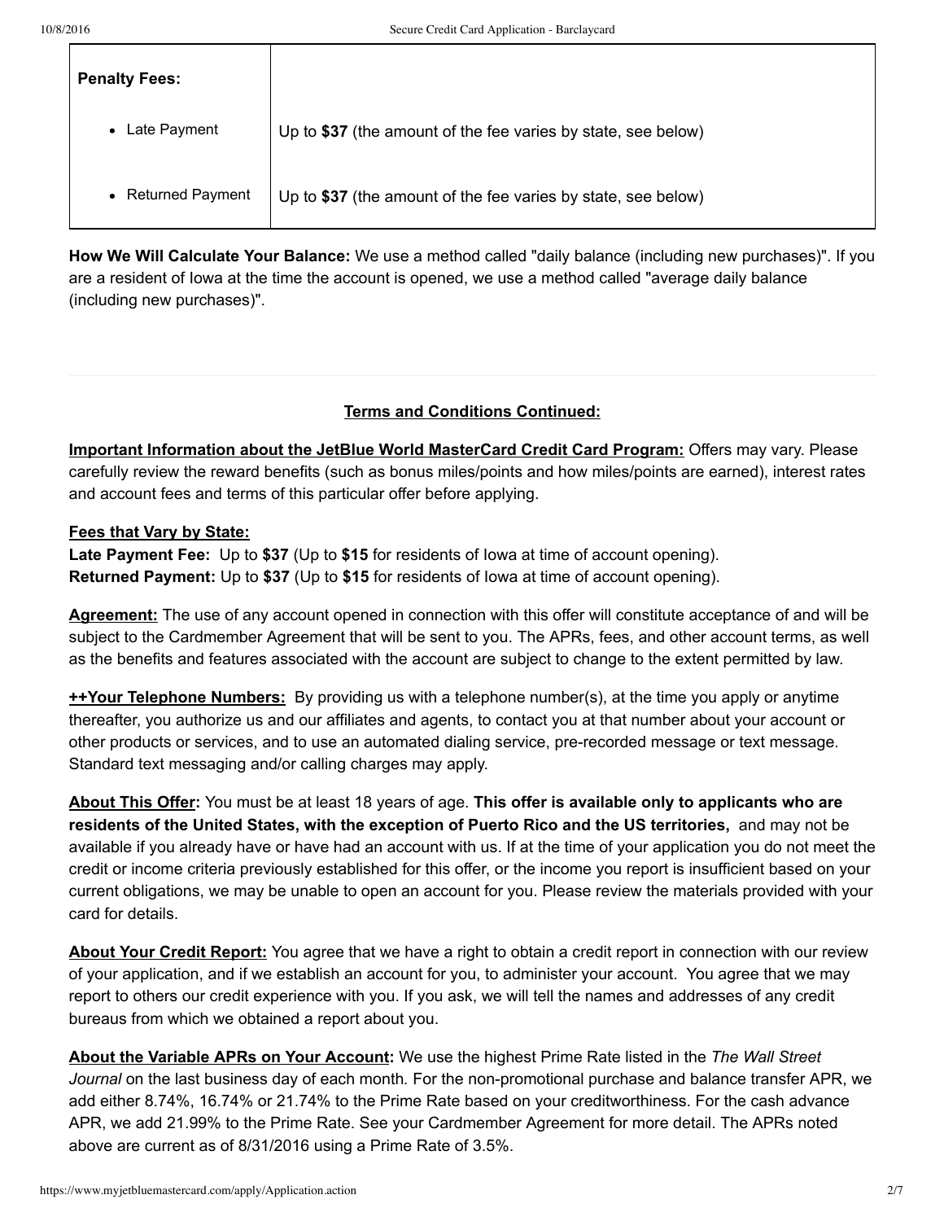| | |
|---|---|
| **Penalty Fees:** | |
| • Late Payment | Up to **$37** (the amount of the fee varies by state, see below) |
| • Returned Payment | Up to **$37** (the amount of the fee varies by state, see below) |

**How We Will Calculate Your Balance:** We use a method called "daily balance (including new purchases)". If you are a resident of Iowa at the time the account is opened, we use a method called "average daily balance (including new purchases)".

## **Terms and Conditions Continued:**

**Important Information about the JetBlue World MasterCard Credit Card Program:** Offers may vary. Please carefully review the reward benefits (such as bonus miles/points and how miles/points are earned), interest rates and account fees and terms of this particular offer before applying.

**Fees that Vary by State:**
**Late Payment Fee:** Up to **$37** (Up to **$15** for residents of Iowa at time of account opening).
**Returned Payment:** Up to **$37** (Up to **$15** for residents of Iowa at time of account opening).

**Agreement:** The use of any account opened in connection with this offer will constitute acceptance of and will be subject to the Cardmember Agreement that will be sent to you. The APRs, fees, and other account terms, as well as the benefits and features associated with the account are subject to change to the extent permitted by law.

**++Your Telephone Numbers:** By providing us with a telephone number(s), at the time you apply or anytime thereafter, you authorize us and our affiliates and agents, to contact you at that number about your account or other products or services, and to use an automated dialing service, pre-recorded message or text message. Standard text messaging and/or calling charges may apply.

**About This Offer:** You must be at least 18 years of age. **This offer is available only to applicants who are residents of the United States, with the exception of Puerto Rico and the US territories,** and may not be available if you already have or have had an account with us. If at the time of your application you do not meet the credit or income criteria previously established for this offer, or the income you report is insufficient based on your current obligations, we may be unable to open an account for you. Please review the materials provided with your card for details.

**About Your Credit Report:** You agree that we have a right to obtain a credit report in connection with our review of your application, and if we establish an account for you, to administer your account. You agree that we may report to others our credit experience with you. If you ask, we will tell the names and addresses of any credit bureaus from which we obtained a report about you.

**About the Variable APRs on Your Account:** We use the highest Prime Rate listed in the *The Wall Street Journal* on the last business day of each month. For the non-promotional purchase and balance transfer APR, we add either 8.74%, 16.74% or 21.74% to the Prime Rate based on your creditworthiness. For the cash advance APR, we add 21.99% to the Prime Rate. See your Cardmember Agreement for more detail. The APRs noted above are current as of 8/31/2016 using a Prime Rate of 3.5%.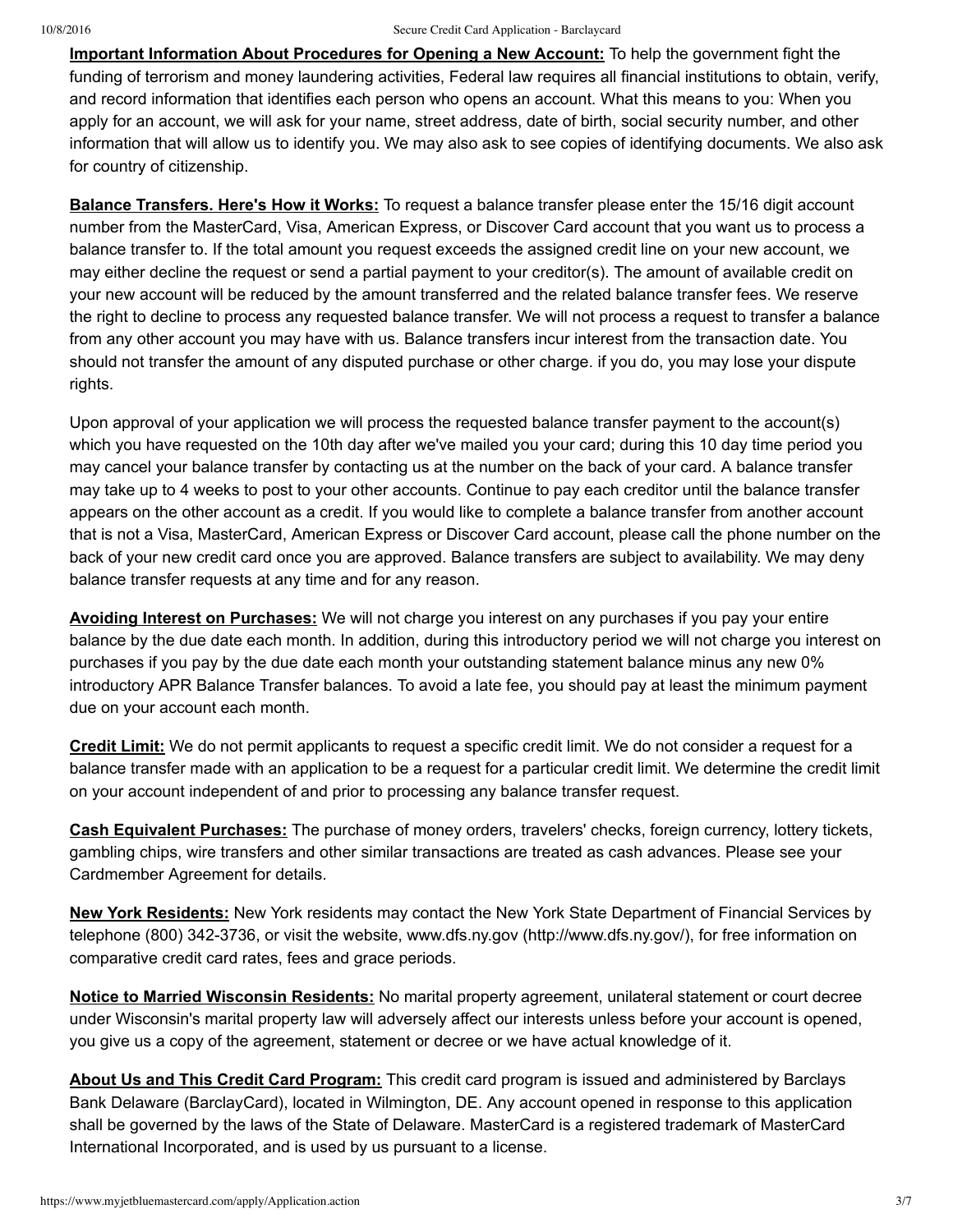**Important Information About Procedures for Opening a New Account:** To help the government fight the funding of terrorism and money laundering activities, Federal law requires all financial institutions to obtain, verify, and record information that identifies each person who opens an account. What this means to you: When you apply for an account, we will ask for your name, street address, date of birth, social security number, and other information that will allow us to identify you. We may also ask to see copies of identifying documents. We also ask for country of citizenship.

**Balance Transfers. Here's How it Works:** To request a balance transfer please enter the 15/16 digit account number from the MasterCard, Visa, American Express, or Discover Card account that you want us to process a balance transfer to. If the total amount you request exceeds the assigned credit line on your new account, we may either decline the request or send a partial payment to your creditor(s). The amount of available credit on your new account will be reduced by the amount transferred and the related balance transfer fees. We reserve the right to decline to process any requested balance transfer. We will not process a request to transfer a balance from any other account you may have with us. Balance transfers incur interest from the transaction date. You should not transfer the amount of any disputed purchase or other charge. if you do, you may lose your dispute rights.

Upon approval of your application we will process the requested balance transfer payment to the account(s) which you have requested on the 10th day after we've mailed you your card; during this 10 day time period you may cancel your balance transfer by contacting us at the number on the back of your card. A balance transfer may take up to 4 weeks to post to your other accounts. Continue to pay each creditor until the balance transfer appears on the other account as a credit. If you would like to complete a balance transfer from another account that is not a Visa, MasterCard, American Express or Discover Card account, please call the phone number on the back of your new credit card once you are approved. Balance transfers are subject to availability. We may deny balance transfer requests at any time and for any reason.

**Avoiding Interest on Purchases:** We will not charge you interest on any purchases if you pay your entire balance by the due date each month. In addition, during this introductory period we will not charge you interest on purchases if you pay by the due date each month your outstanding statement balance minus any new 0% introductory APR Balance Transfer balances. To avoid a late fee, you should pay at least the minimum payment due on your account each month.

**Credit Limit:** We do not permit applicants to request a specific credit limit. We do not consider a request for a balance transfer made with an application to be a request for a particular credit limit. We determine the credit limit on your account independent of and prior to processing any balance transfer request.

**Cash Equivalent Purchases:** The purchase of money orders, travelers' checks, foreign currency, lottery tickets, gambling chips, wire transfers and other similar transactions are treated as cash advances. Please see your Cardmember Agreement for details.

**New York Residents:** New York residents may contact the New York State Department of Financial Services by telephone (800) 342-3736, or visit the website, www.dfs.ny.gov (http://www.dfs.ny.gov/), for free information on comparative credit card rates, fees and grace periods.

**Notice to Married Wisconsin Residents:** No marital property agreement, unilateral statement or court decree under Wisconsin's marital property law will adversely affect our interests unless before your account is opened, you give us a copy of the agreement, statement or decree or we have actual knowledge of it.

**About Us and This Credit Card Program:** This credit card program is issued and administered by Barclays Bank Delaware (BarclayCard), located in Wilmington, DE. Any account opened in response to this application shall be governed by the laws of the State of Delaware. MasterCard is a registered trademark of MasterCard International Incorporated, and is used by us pursuant to a license.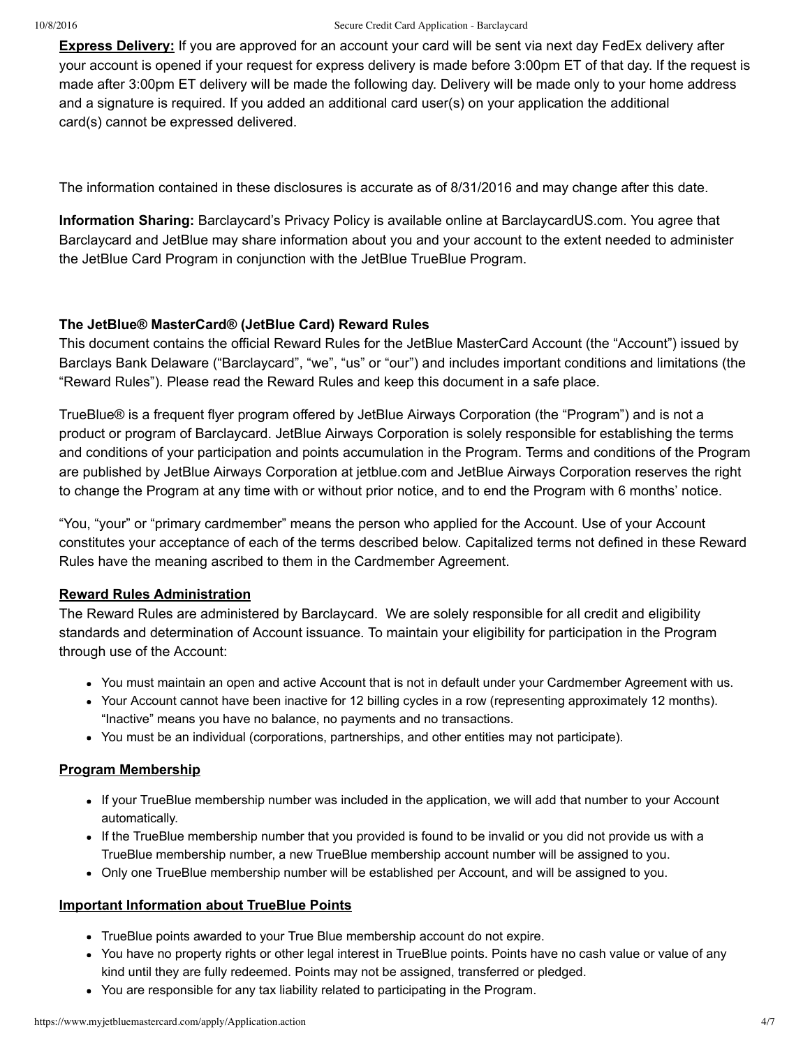**Express Delivery:** If you are approved for an account your card will be sent via next day FedEx delivery after your account is opened if your request for express delivery is made before 3:00pm ET of that day. If the request is made after 3:00pm ET delivery will be made the following day. Delivery will be made only to your home address and a signature is required. If you added an additional card user(s) on your application the additional card(s) cannot be expressed delivered.

The information contained in these disclosures is accurate as of 8/31/2016 and may change after this date.

**Information Sharing:** Barclaycard's Privacy Policy is available online at BarclaycardUS.com. You agree that Barclaycard and JetBlue may share information about you and your account to the extent needed to administer the JetBlue Card Program in conjunction with the JetBlue TrueBlue Program.

**The JetBlue® MasterCard® (JetBlue Card) Reward Rules**

This document contains the official Reward Rules for the JetBlue MasterCard Account (the "Account") issued by Barclays Bank Delaware ("Barclaycard", "we", "us" or "our") and includes important conditions and limitations (the "Reward Rules"). Please read the Reward Rules and keep this document in a safe place.

TrueBlue® is a frequent flyer program offered by JetBlue Airways Corporation (the "Program") and is not a product or program of Barclaycard. JetBlue Airways Corporation is solely responsible for establishing the terms and conditions of your participation and points accumulation in the Program. Terms and conditions of the Program are published by JetBlue Airways Corporation at jetblue.com and JetBlue Airways Corporation reserves the right to change the Program at any time with or without prior notice, and to end the Program with 6 months' notice.

"You, "your" or "primary cardmember" means the person who applied for the Account. Use of your Account constitutes your acceptance of each of the terms described below. Capitalized terms not defined in these Reward Rules have the meaning ascribed to them in the Cardmember Agreement.

**Reward Rules Administration**

The Reward Rules are administered by Barclaycard. We are solely responsible for all credit and eligibility standards and determination of Account issuance. To maintain your eligibility for participation in the Program through use of the Account:

- You must maintain an open and active Account that is not in default under your Cardmember Agreement with us.
- Your Account cannot have been inactive for 12 billing cycles in a row (representing approximately 12 months). "Inactive" means you have no balance, no payments and no transactions.
- You must be an individual (corporations, partnerships, and other entities may not participate).

**Program Membership**

- If your TrueBlue membership number was included in the application, we will add that number to your Account automatically.
- If the TrueBlue membership number that you provided is found to be invalid or you did not provide us with a TrueBlue membership number, a new TrueBlue membership account number will be assigned to you.
- Only one TrueBlue membership number will be established per Account, and will be assigned to you.

**Important Information about TrueBlue Points**

- TrueBlue points awarded to your True Blue membership account do not expire.
- You have no property rights or other legal interest in TrueBlue points. Points have no cash value or value of any kind until they are fully redeemed. Points may not be assigned, transferred or pledged.
- You are responsible for any tax liability related to participating in the Program.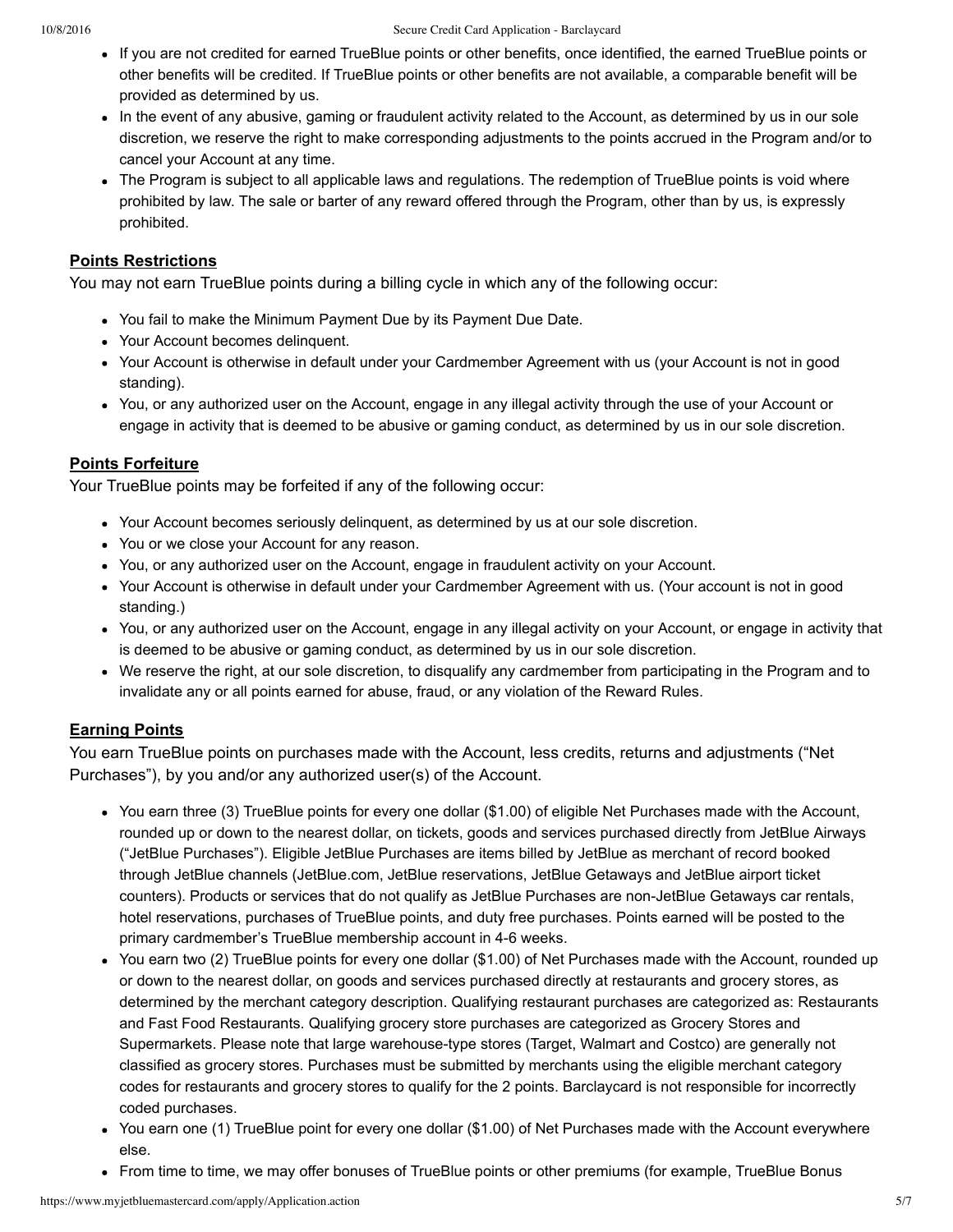- If you are not credited for earned TrueBlue points or other benefits, once identified, the earned TrueBlue points or other benefits will be credited. If TrueBlue points or other benefits are not available, a comparable benefit will be provided as determined by us.
- In the event of any abusive, gaming or fraudulent activity related to the Account, as determined by us in our sole discretion, we reserve the right to make corresponding adjustments to the points accrued in the Program and/or to cancel your Account at any time.
- The Program is subject to all applicable laws and regulations. The redemption of TrueBlue points is void where prohibited by law. The sale or barter of any reward offered through the Program, other than by us, is expressly prohibited.

**Points Restrictions**

You may not earn TrueBlue points during a billing cycle in which any of the following occur:

- You fail to make the Minimum Payment Due by its Payment Due Date.
- Your Account becomes delinquent.
- Your Account is otherwise in default under your Cardmember Agreement with us (your Account is not in good standing).
- You, or any authorized user on the Account, engage in any illegal activity through the use of your Account or engage in activity that is deemed to be abusive or gaming conduct, as determined by us in our sole discretion.

**Points Forfeiture**

Your TrueBlue points may be forfeited if any of the following occur:

- Your Account becomes seriously delinquent, as determined by us at our sole discretion.
- You or we close your Account for any reason.
- You, or any authorized user on the Account, engage in fraudulent activity on your Account.
- Your Account is otherwise in default under your Cardmember Agreement with us. (Your account is not in good standing.)
- You, or any authorized user on the Account, engage in any illegal activity on your Account, or engage in activity that is deemed to be abusive or gaming conduct, as determined by us in our sole discretion.
- We reserve the right, at our sole discretion, to disqualify any cardmember from participating in the Program and to invalidate any or all points earned for abuse, fraud, or any violation of the Reward Rules.

**Earning Points**

You earn TrueBlue points on purchases made with the Account, less credits, returns and adjustments ("Net Purchases"), by you and/or any authorized user(s) of the Account.

- You earn three (3) TrueBlue points for every one dollar ($1.00) of eligible Net Purchases made with the Account, rounded up or down to the nearest dollar, on tickets, goods and services purchased directly from JetBlue Airways ("JetBlue Purchases"). Eligible JetBlue Purchases are items billed by JetBlue as merchant of record booked through JetBlue channels (JetBlue.com, JetBlue reservations, JetBlue Getaways and JetBlue airport ticket counters). Products or services that do not qualify as JetBlue Purchases are non-JetBlue Getaways car rentals, hotel reservations, purchases of TrueBlue points, and duty free purchases. Points earned will be posted to the primary cardmember's TrueBlue membership account in 4-6 weeks.
- You earn two (2) TrueBlue points for every one dollar ($1.00) of Net Purchases made with the Account, rounded up or down to the nearest dollar, on goods and services purchased directly at restaurants and grocery stores, as determined by the merchant category description. Qualifying restaurant purchases are categorized as: Restaurants and Fast Food Restaurants. Qualifying grocery store purchases are categorized as Grocery Stores and Supermarkets. Please note that large warehouse-type stores (Target, Walmart and Costco) are generally not classified as grocery stores. Purchases must be submitted by merchants using the eligible merchant category codes for restaurants and grocery stores to qualify for the 2 points. Barclaycard is not responsible for incorrectly coded purchases.
- You earn one (1) TrueBlue point for every one dollar ($1.00) of Net Purchases made with the Account everywhere else.
- From time to time, we may offer bonuses of TrueBlue points or other premiums (for example, TrueBlue Bonus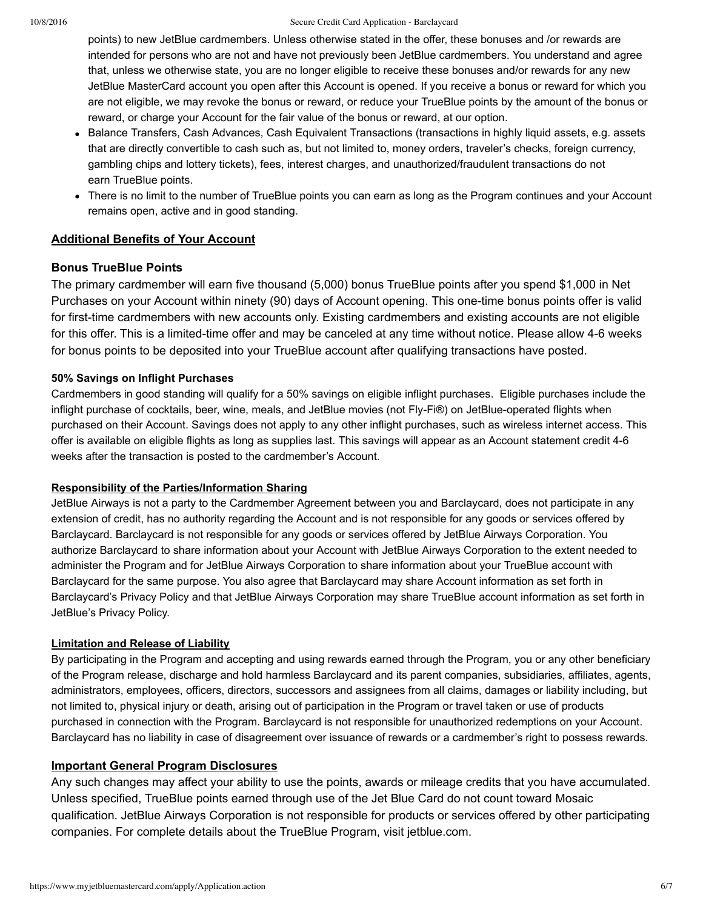points) to new JetBlue cardmembers. Unless otherwise stated in the offer, these bonuses and /or rewards are intended for persons who are not and have not previously been JetBlue cardmembers. You understand and agree that, unless we otherwise state, you are no longer eligible to receive these bonuses and/or rewards for any new JetBlue MasterCard account you open after this Account is opened. If you receive a bonus or reward for which you are not eligible, we may revoke the bonus or reward, or reduce your TrueBlue points by the amount of the bonus or reward, or charge your Account for the fair value of the bonus or reward, at our option.

- Balance Transfers, Cash Advances, Cash Equivalent Transactions (transactions in highly liquid assets, e.g. assets that are directly convertible to cash such as, but not limited to, money orders, traveler's checks, foreign currency, gambling chips and lottery tickets), fees, interest charges, and unauthorized/fraudulent transactions do not earn TrueBlue points.
- There is no limit to the number of TrueBlue points you can earn as long as the Program continues and your Account remains open, active and in good standing.

## Additional Benefits of Your Account

### Bonus TrueBlue Points

The primary cardmember will earn five thousand (5,000) bonus TrueBlue points after you spend $1,000 in Net Purchases on your Account within ninety (90) days of Account opening. This one-time bonus points offer is valid for first-time cardmembers with new accounts only. Existing cardmembers and existing accounts are not eligible for this offer. This is a limited-time offer and may be canceled at any time without notice. Please allow 4-6 weeks for bonus points to be deposited into your TrueBlue account after qualifying transactions have posted.

#### 50% Savings on Inflight Purchases

Cardmembers in good standing will qualify for a 50% savings on eligible inflight purchases. Eligible purchases include the inflight purchase of cocktails, beer, wine, meals, and JetBlue movies (not Fly-Fi®) on JetBlue-operated flights when purchased on their Account. Savings does not apply to any other inflight purchases, such as wireless internet access. This offer is available on eligible flights as long as supplies last. This savings will appear as an Account statement credit 4-6 weeks after the transaction is posted to the cardmember's Account.

#### Responsibility of the Parties/Information Sharing

JetBlue Airways is not a party to the Cardmember Agreement between you and Barclaycard, does not participate in any extension of credit, has no authority regarding the Account and is not responsible for any goods or services offered by Barclaycard. Barclaycard is not responsible for any goods or services offered by JetBlue Airways Corporation. You authorize Barclaycard to share information about your Account with JetBlue Airways Corporation to the extent needed to administer the Program and for JetBlue Airways Corporation to share information about your TrueBlue account with Barclaycard for the same purpose. You also agree that Barclaycard may share Account information as set forth in Barclaycard's Privacy Policy and that JetBlue Airways Corporation may share TrueBlue account information as set forth in JetBlue's Privacy Policy.

#### Limitation and Release of Liability

By participating in the Program and accepting and using rewards earned through the Program, you or any other beneficiary of the Program release, discharge and hold harmless Barclaycard and its parent companies, subsidiaries, affiliates, agents, administrators, employees, officers, directors, successors and assignees from all claims, damages or liability including, but not limited to, physical injury or death, arising out of participation in the Program or travel taken or use of products purchased in connection with the Program. Barclaycard is not responsible for unauthorized redemptions on your Account. Barclaycard has no liability in case of disagreement over issuance of rewards or a cardmember's right to possess rewards.

## Important General Program Disclosures

Any such changes may affect your ability to use the points, awards or mileage credits that you have accumulated. Unless specified, TrueBlue points earned through use of the Jet Blue Card do not count toward Mosaic qualification. JetBlue Airways Corporation is not responsible for products or services offered by other participating companies. For complete details about the TrueBlue Program, visit jetblue.com.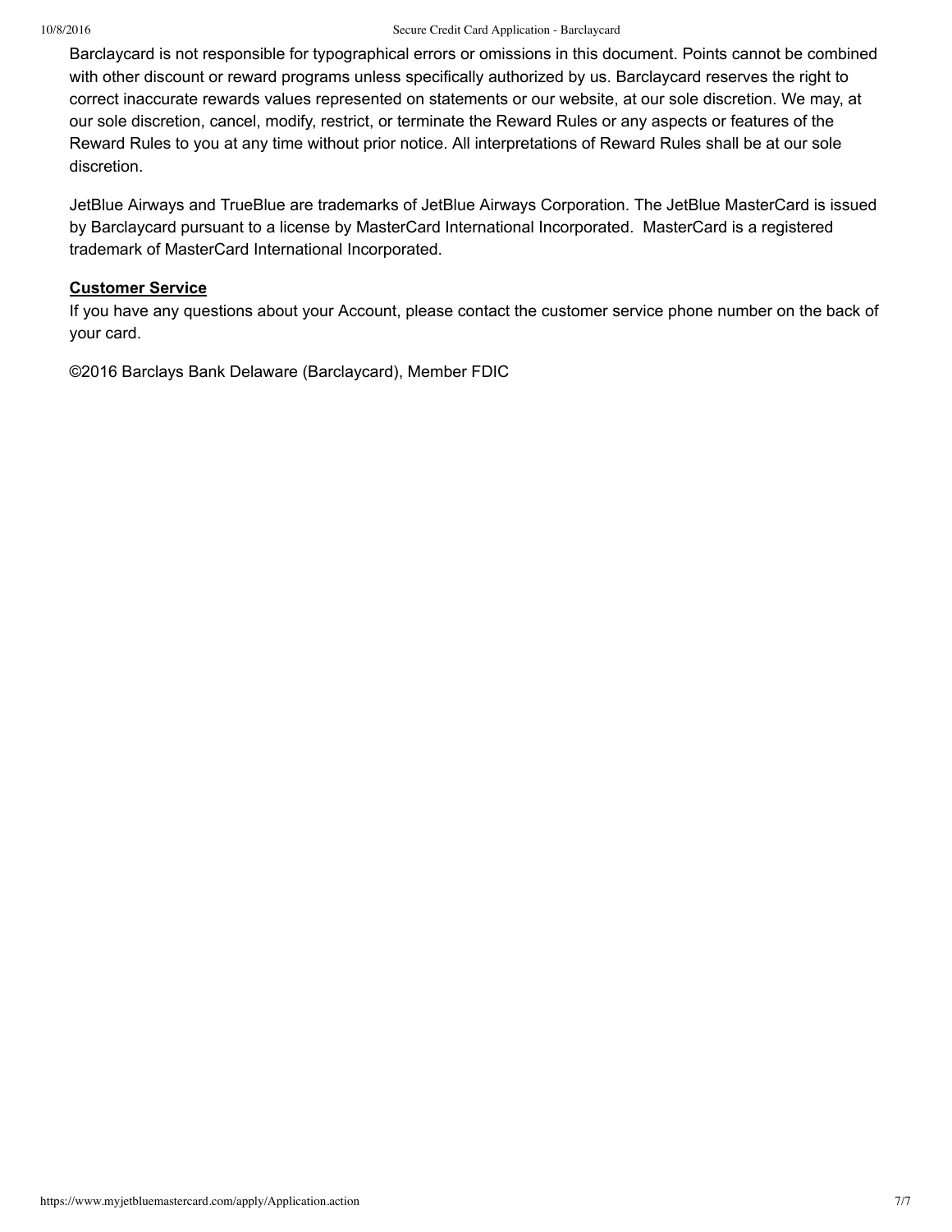Barclaycard is not responsible for typographical errors or omissions in this document. Points cannot be combined with other discount or reward programs unless specifically authorized by us. Barclaycard reserves the right to correct inaccurate rewards values represented on statements or our website, at our sole discretion. We may, at our sole discretion, cancel, modify, restrict, or terminate the Reward Rules or any aspects or features of the Reward Rules to you at any time without prior notice. All interpretations of Reward Rules shall be at our sole discretion.

JetBlue Airways and TrueBlue are trademarks of JetBlue Airways Corporation. The JetBlue MasterCard is issued by Barclaycard pursuant to a license by MasterCard International Incorporated. MasterCard is a registered trademark of MasterCard International Incorporated.

**Customer Service**

If you have any questions about your Account, please contact the customer service phone number on the back of your card.

©2016 Barclays Bank Delaware (Barclaycard), Member FDIC